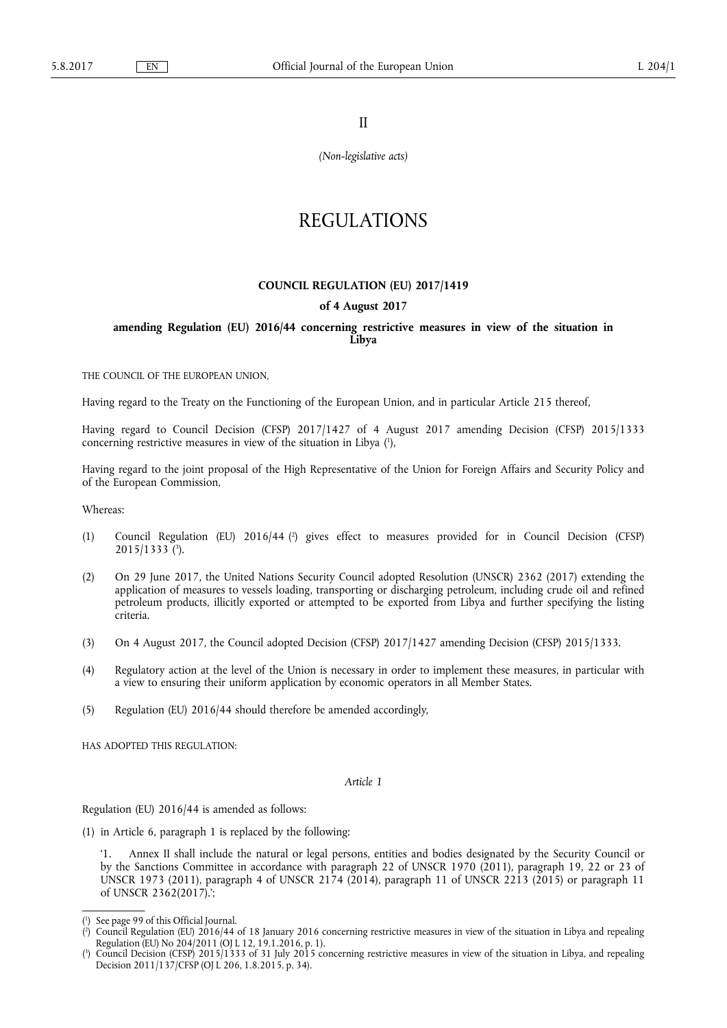II

*(Non-legislative acts)*

# REGULATIONS

## COUNCIL REGULATION (EU) 2017/1419

### of 4 August 2017

### amending Regulation (EU) 2016/44 concerning restrictive measures in view of the situation in Libya

THE COUNCIL OF THE EUROPEAN UNION,

Having regard to the Treaty on the Functioning of the European Union, and in particular Article 215 thereof,

Having regard to Council Decision (CFSP) 2017/1427 of 4 August 2017 amending Decision (CFSP) 2015/1333 concerning restrictive measures in view of the situation in Libya [1],

Having regard to the joint proposal of the High Representative of the Union for Foreign Affairs and Security Policy and of the European Commission,

Whereas:

(1) Council Regulation (EU) 2016/44 [2] gives effect to measures provided for in Council Decision (CFSP) 2015/1333 [3].

(2) On 29 June 2017, the United Nations Security Council adopted Resolution (UNSCR) 2362 (2017) extending the application of measures to vessels loading, transporting or discharging petroleum, including crude oil and refined petroleum products, illicitly exported or attempted to be exported from Libya and further specifying the listing criteria.

(3) On 4 August 2017, the Council adopted Decision (CFSP) 2017/1427 amending Decision (CFSP) 2015/1333.

(4) Regulatory action at the level of the Union is necessary in order to implement these measures, in particular with a view to ensuring their uniform application by economic operators in all Member States.

(5) Regulation (EU) 2016/44 should therefore be amended accordingly,

HAS ADOPTED THIS REGULATION:

*Article 1*

Regulation (EU) 2016/44 is amended as follows:

(1) in Article 6, paragraph 1 is replaced by the following:

'1. Annex II shall include the natural or legal persons, entities and bodies designated by the Security Council or by the Sanctions Committee in accordance with paragraph 22 of UNSCR 1970 (2011), paragraph 19, 22 or 23 of UNSCR 1973 (2011), paragraph 4 of UNSCR 2174 (2014), paragraph 11 of UNSCR 2213 (2015) or paragraph 11 of UNSCR 2362(2017).';

---

[1] See page 99 of this Official Journal.

[2] Council Regulation (EU) 2016/44 of 18 January 2016 concerning restrictive measures in view of the situation in Libya and repealing Regulation (EU) No 204/2011 (OJ L 12, 19.1.2016, p. 1).

[3] Council Decision (CFSP) 2015/1333 of 31 July 2015 concerning restrictive measures in view of the situation in Libya, and repealing Decision 2011/137/CFSP (OJ L 206, 1.8.2015. p. 34).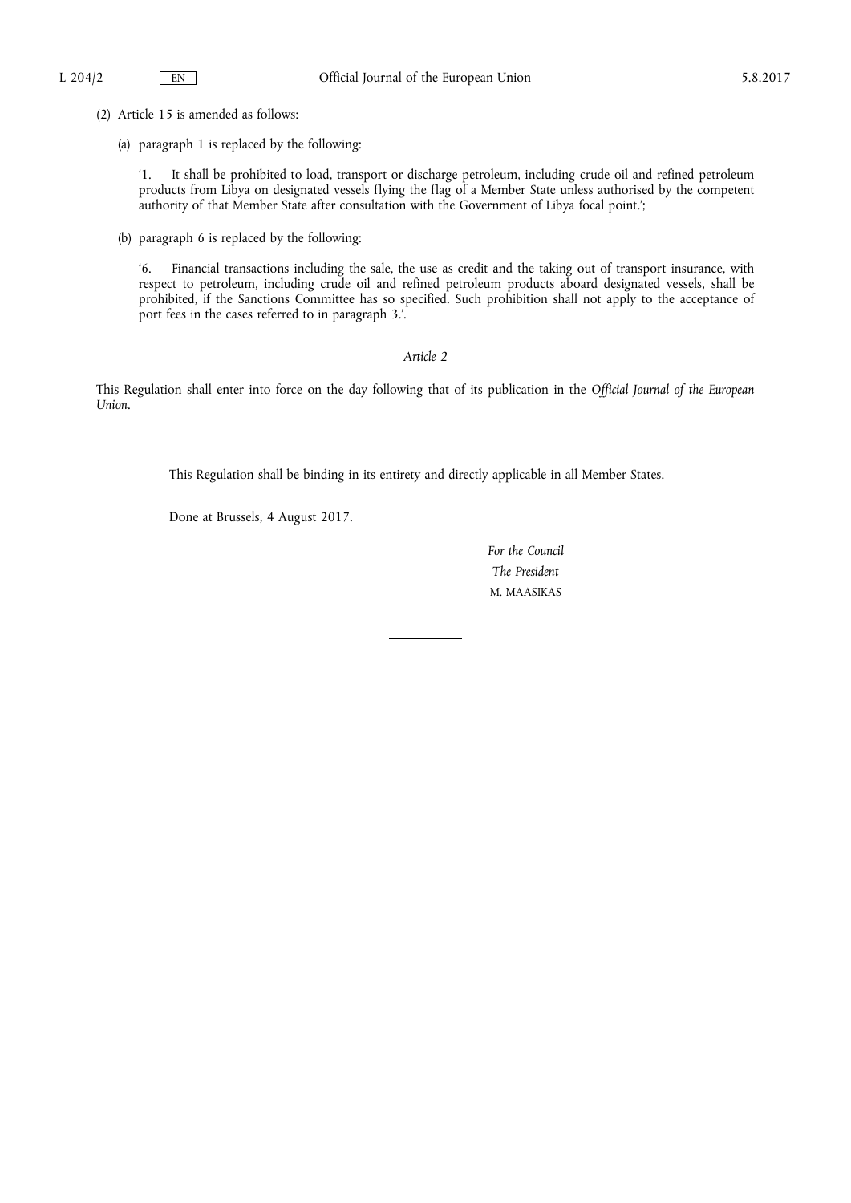(2) Article 15 is amended as follows:

(a) paragraph 1 is replaced by the following:

'1. It shall be prohibited to load, transport or discharge petroleum, including crude oil and refined petroleum products from Libya on designated vessels flying the flag of a Member State unless authorised by the competent authority of that Member State after consultation with the Government of Libya focal point.';

(b) paragraph 6 is replaced by the following:

'6. Financial transactions including the sale, the use as credit and the taking out of transport insurance, with respect to petroleum, including crude oil and refined petroleum products aboard designated vessels, shall be prohibited, if the Sanctions Committee has so specified. Such prohibition shall not apply to the acceptance of port fees in the cases referred to in paragraph 3.'.

*Article 2*

This Regulation shall enter into force on the day following that of its publication in the *Official Journal of the European Union*.

This Regulation shall be binding in its entirety and directly applicable in all Member States.

Done at Brussels, 4 August 2017.

*For the Council*

*The President*

M. MAASIKAS